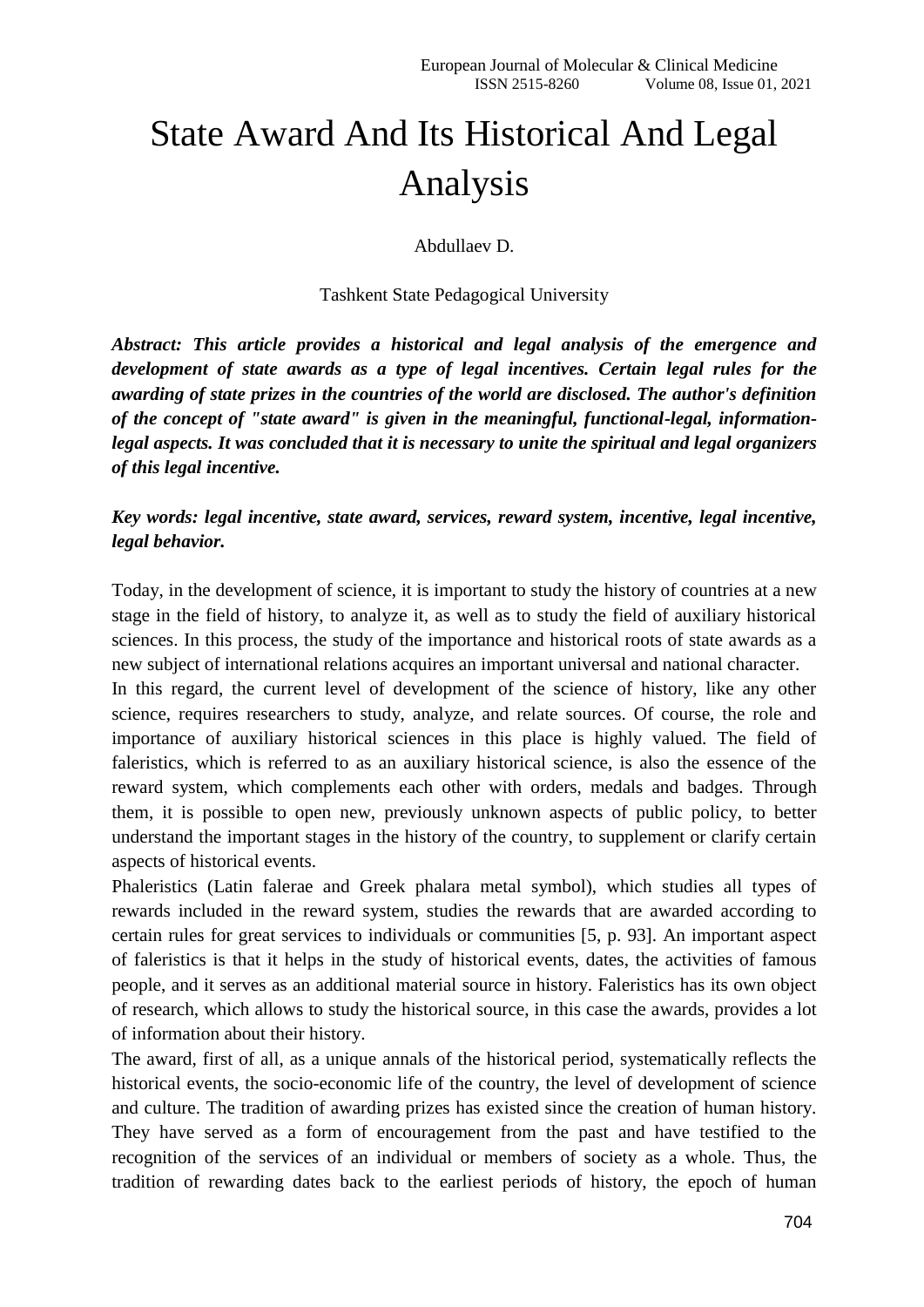# State Award And Its Historical And Legal Analysis

Abdullaev D.

Tashkent State Pedagogical University

***Abstract: This article provides a historical and legal analysis of the emergence and development of state awards as a type of legal incentives. Certain legal rules for the awarding of state prizes in the countries of the world are disclosed. The author's definition of the concept of "state award" is given in the meaningful, functional-legal, information-legal aspects. It was concluded that it is necessary to unite the spiritual and legal organizers of this legal incentive.***

***Key words: legal incentive, state award, services, reward system, incentive, legal incentive, legal behavior.***

Today, in the development of science, it is important to study the history of countries at a new stage in the field of history, to analyze it, as well as to study the field of auxiliary historical sciences. In this process, the study of the importance and historical roots of state awards as a new subject of international relations acquires an important universal and national character.

In this regard, the current level of development of the science of history, like any other science, requires researchers to study, analyze, and relate sources. Of course, the role and importance of auxiliary historical sciences in this place is highly valued. The field of faleristics, which is referred to as an auxiliary historical science, is also the essence of the reward system, which complements each other with orders, medals and badges. Through them, it is possible to open new, previously unknown aspects of public policy, to better understand the important stages in the history of the country, to supplement or clarify certain aspects of historical events.

Phaleristics (Latin falerae and Greek phalara metal symbol), which studies all types of rewards included in the reward system, studies the rewards that are awarded according to certain rules for great services to individuals or communities [5, p. 93]. An important aspect of faleristics is that it helps in the study of historical events, dates, the activities of famous people, and it serves as an additional material source in history. Faleristics has its own object of research, which allows to study the historical source, in this case the awards, provides a lot of information about their history.

The award, first of all, as a unique annals of the historical period, systematically reflects the historical events, the socio-economic life of the country, the level of development of science and culture. The tradition of awarding prizes has existed since the creation of human history. They have served as a form of encouragement from the past and have testified to the recognition of the services of an individual or members of society as a whole. Thus, the tradition of rewarding dates back to the earliest periods of history, the epoch of human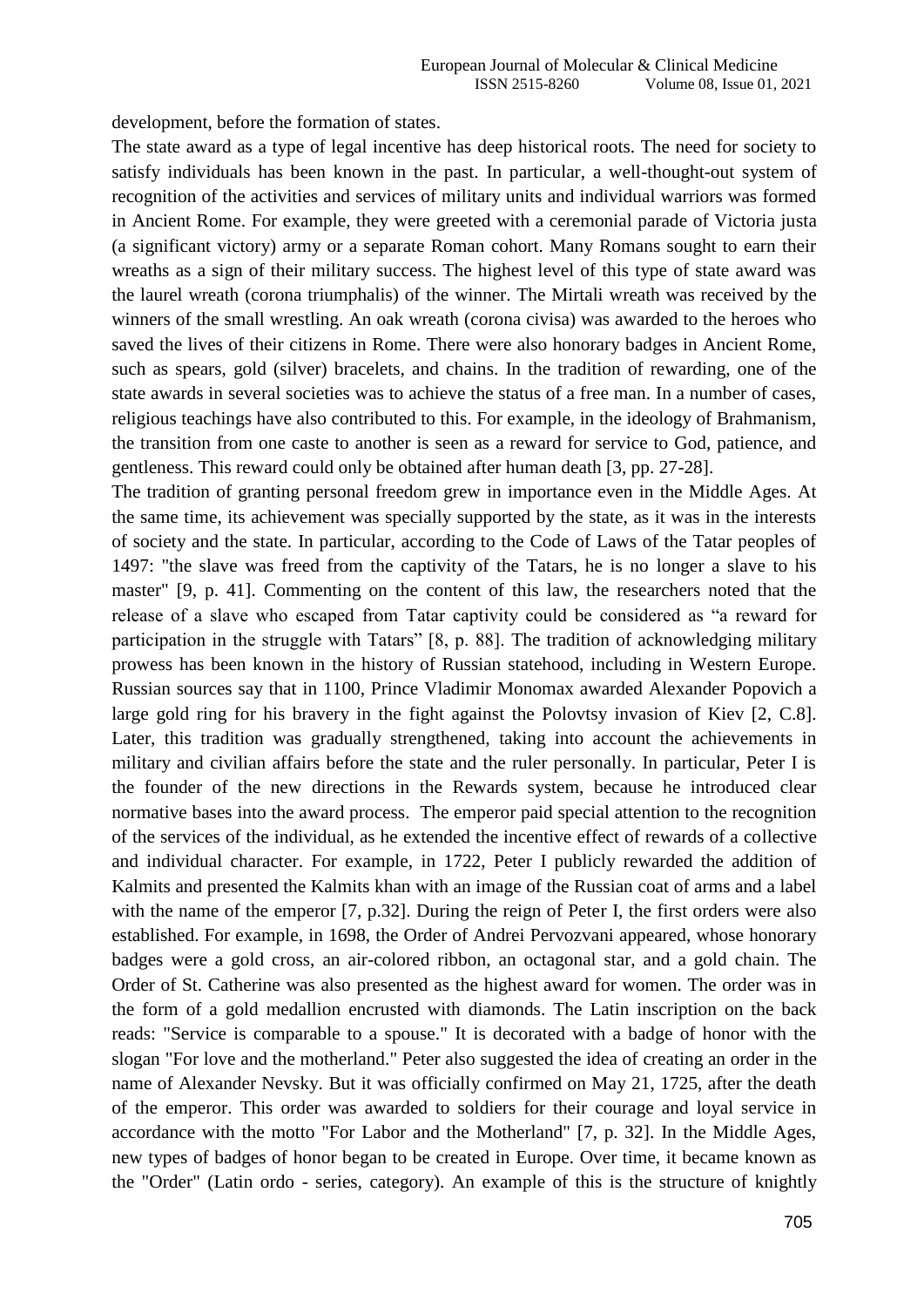development, before the formation of states.

The state award as a type of legal incentive has deep historical roots. The need for society to satisfy individuals has been known in the past. In particular, a well-thought-out system of recognition of the activities and services of military units and individual warriors was formed in Ancient Rome. For example, they were greeted with a ceremonial parade of Victoria justa (a significant victory) army or a separate Roman cohort. Many Romans sought to earn their wreaths as a sign of their military success. The highest level of this type of state award was the laurel wreath (corona triumphalis) of the winner. The Mirtali wreath was received by the winners of the small wrestling. An oak wreath (corona civisa) was awarded to the heroes who saved the lives of their citizens in Rome. There were also honorary badges in Ancient Rome, such as spears, gold (silver) bracelets, and chains. In the tradition of rewarding, one of the state awards in several societies was to achieve the status of a free man. In a number of cases, religious teachings have also contributed to this. For example, in the ideology of Brahmanism, the transition from one caste to another is seen as a reward for service to God, patience, and gentleness. This reward could only be obtained after human death [3, pp. 27-28].

The tradition of granting personal freedom grew in importance even in the Middle Ages. At the same time, its achievement was specially supported by the state, as it was in the interests of society and the state. In particular, according to the Code of Laws of the Tatar peoples of 1497: "the slave was freed from the captivity of the Tatars, he is no longer a slave to his master" [9, p. 41]. Commenting on the content of this law, the researchers noted that the release of a slave who escaped from Tatar captivity could be considered as “a reward for participation in the struggle with Tatars” [8, p. 88]. The tradition of acknowledging military prowess has been known in the history of Russian statehood, including in Western Europe. Russian sources say that in 1100, Prince Vladimir Monomax awarded Alexander Popovich a large gold ring for his bravery in the fight against the Polovtsy invasion of Kiev [2, C.8]. Later, this tradition was gradually strengthened, taking into account the achievements in military and civilian affairs before the state and the ruler personally. In particular, Peter I is the founder of the new directions in the Rewards system, because he introduced clear normative bases into the award process. The emperor paid special attention to the recognition of the services of the individual, as he extended the incentive effect of rewards of a collective and individual character. For example, in 1722, Peter I publicly rewarded the addition of Kalmits and presented the Kalmits khan with an image of the Russian coat of arms and a label with the name of the emperor [7, p.32]. During the reign of Peter I, the first orders were also established. For example, in 1698, the Order of Andrei Pervozvani appeared, whose honorary badges were a gold cross, an air-colored ribbon, an octagonal star, and a gold chain. The Order of St. Catherine was also presented as the highest award for women. The order was in the form of a gold medallion encrusted with diamonds. The Latin inscription on the back reads: "Service is comparable to a spouse." It is decorated with a badge of honor with the slogan "For love and the motherland." Peter also suggested the idea of creating an order in the name of Alexander Nevsky. But it was officially confirmed on May 21, 1725, after the death of the emperor. This order was awarded to soldiers for their courage and loyal service in accordance with the motto "For Labor and the Motherland" [7, p. 32]. In the Middle Ages, new types of badges of honor began to be created in Europe. Over time, it became known as the "Order" (Latin ordo - series, category). An example of this is the structure of knightly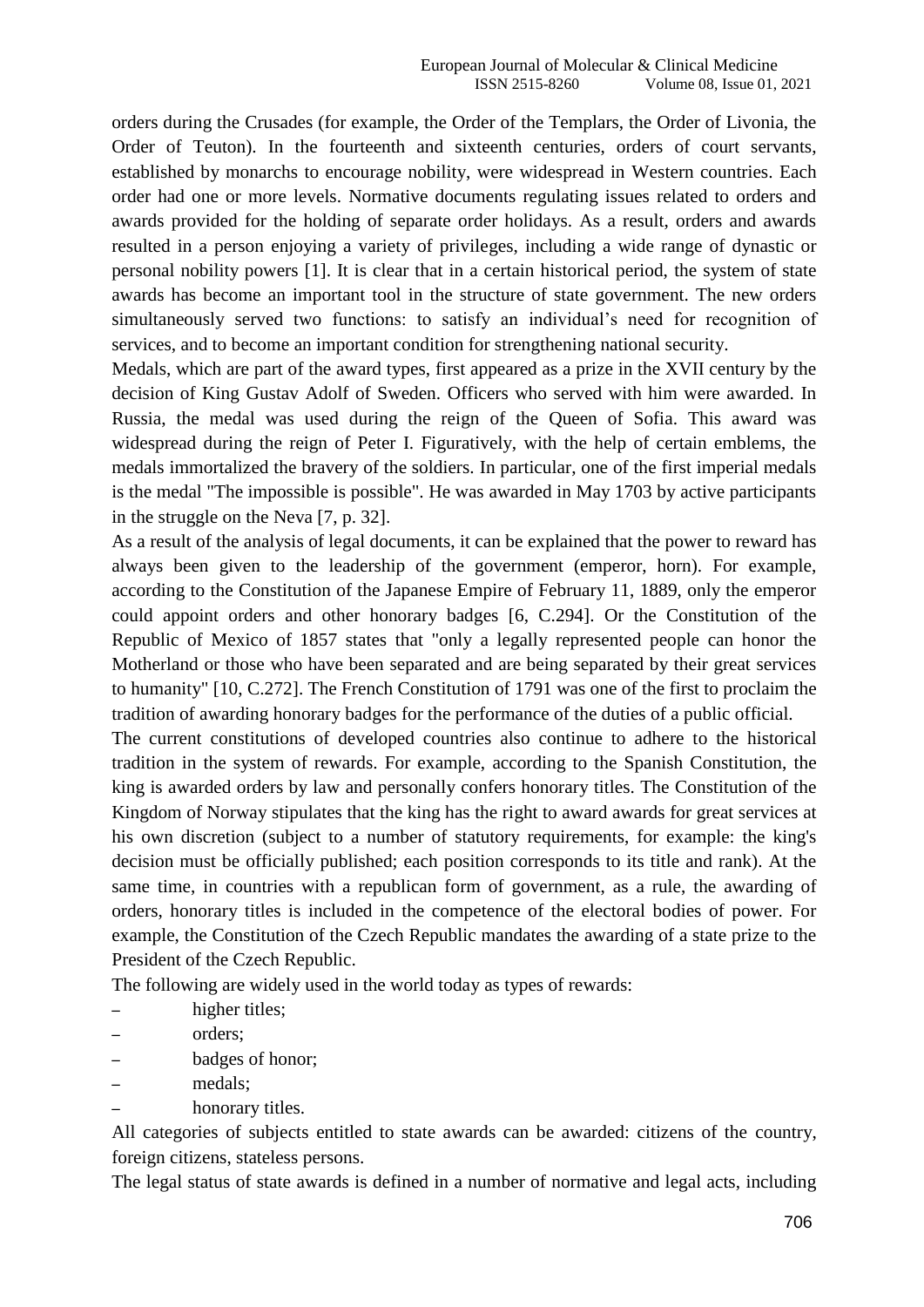orders during the Crusades (for example, the Order of the Templars, the Order of Livonia, the Order of Teuton). In the fourteenth and sixteenth centuries, orders of court servants, established by monarchs to encourage nobility, were widespread in Western countries. Each order had one or more levels. Normative documents regulating issues related to orders and awards provided for the holding of separate order holidays. As a result, orders and awards resulted in a person enjoying a variety of privileges, including a wide range of dynastic or personal nobility powers [1]. It is clear that in a certain historical period, the system of state awards has become an important tool in the structure of state government. The new orders simultaneously served two functions: to satisfy an individual's need for recognition of services, and to become an important condition for strengthening national security.

Medals, which are part of the award types, first appeared as a prize in the XVII century by the decision of King Gustav Adolf of Sweden. Officers who served with him were awarded. In Russia, the medal was used during the reign of the Queen of Sofia. This award was widespread during the reign of Peter I. Figuratively, with the help of certain emblems, the medals immortalized the bravery of the soldiers. In particular, one of the first imperial medals is the medal "The impossible is possible". He was awarded in May 1703 by active participants in the struggle on the Neva [7, p. 32].

As a result of the analysis of legal documents, it can be explained that the power to reward has always been given to the leadership of the government (emperor, horn). For example, according to the Constitution of the Japanese Empire of February 11, 1889, only the emperor could appoint orders and other honorary badges [6, C.294]. Or the Constitution of the Republic of Mexico of 1857 states that "only a legally represented people can honor the Motherland or those who have been separated and are being separated by their great services to humanity" [10, C.272]. The French Constitution of 1791 was one of the first to proclaim the tradition of awarding honorary badges for the performance of the duties of a public official.

The current constitutions of developed countries also continue to adhere to the historical tradition in the system of rewards. For example, according to the Spanish Constitution, the king is awarded orders by law and personally confers honorary titles. The Constitution of the Kingdom of Norway stipulates that the king has the right to award awards for great services at his own discretion (subject to a number of statutory requirements, for example: the king's decision must be officially published; each position corresponds to its title and rank). At the same time, in countries with a republican form of government, as a rule, the awarding of orders, honorary titles is included in the competence of the electoral bodies of power. For example, the Constitution of the Czech Republic mandates the awarding of a state prize to the President of the Czech Republic.

The following are widely used in the world today as types of rewards:

- higher titles;
- orders;
- badges of honor;
- medals;
- honorary titles.

All categories of subjects entitled to state awards can be awarded: citizens of the country, foreign citizens, stateless persons.

The legal status of state awards is defined in a number of normative and legal acts, including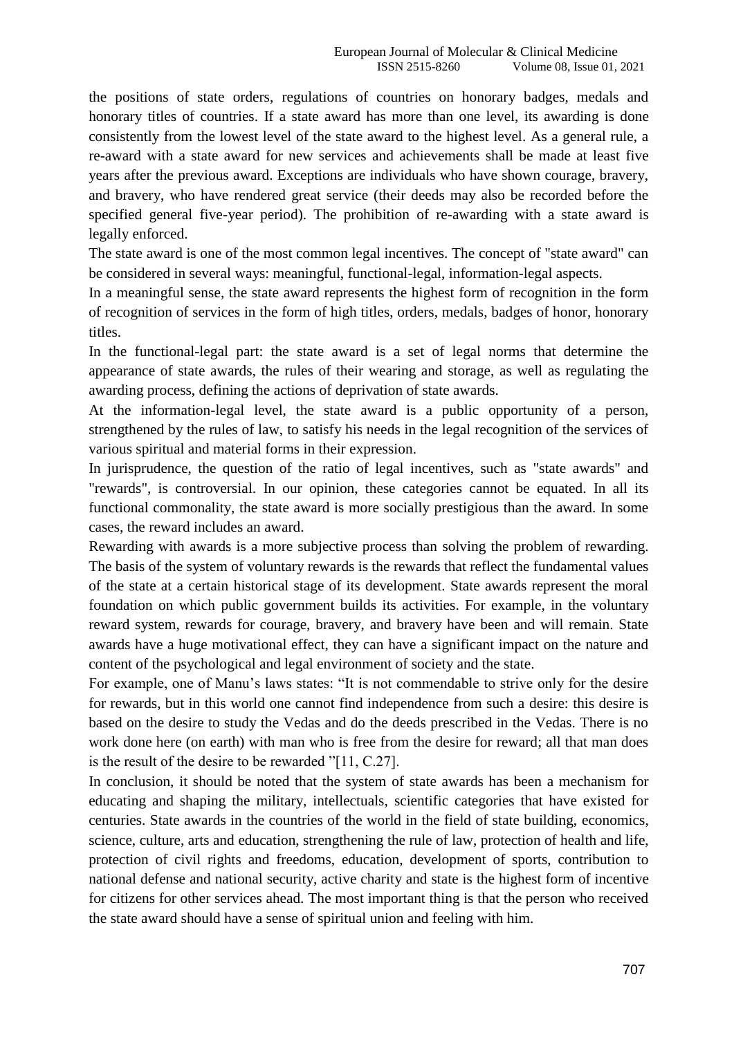the positions of state orders, regulations of countries on honorary badges, medals and honorary titles of countries. If a state award has more than one level, its awarding is done consistently from the lowest level of the state award to the highest level. As a general rule, a re-award with a state award for new services and achievements shall be made at least five years after the previous award. Exceptions are individuals who have shown courage, bravery, and bravery, who have rendered great service (their deeds may also be recorded before the specified general five-year period). The prohibition of re-awarding with a state award is legally enforced.

The state award is one of the most common legal incentives. The concept of "state award" can be considered in several ways: meaningful, functional-legal, information-legal aspects.

In a meaningful sense, the state award represents the highest form of recognition in the form of recognition of services in the form of high titles, orders, medals, badges of honor, honorary titles.

In the functional-legal part: the state award is a set of legal norms that determine the appearance of state awards, the rules of their wearing and storage, as well as regulating the awarding process, defining the actions of deprivation of state awards.

At the information-legal level, the state award is a public opportunity of a person, strengthened by the rules of law, to satisfy his needs in the legal recognition of the services of various spiritual and material forms in their expression.

In jurisprudence, the question of the ratio of legal incentives, such as "state awards" and "rewards", is controversial. In our opinion, these categories cannot be equated. In all its functional commonality, the state award is more socially prestigious than the award. In some cases, the reward includes an award.

Rewarding with awards is a more subjective process than solving the problem of rewarding. The basis of the system of voluntary rewards is the rewards that reflect the fundamental values of the state at a certain historical stage of its development. State awards represent the moral foundation on which public government builds its activities. For example, in the voluntary reward system, rewards for courage, bravery, and bravery have been and will remain. State awards have a huge motivational effect, they can have a significant impact on the nature and content of the psychological and legal environment of society and the state.

For example, one of Manu's laws states: "It is not commendable to strive only for the desire for rewards, but in this world one cannot find independence from such a desire: this desire is based on the desire to study the Vedas and do the deeds prescribed in the Vedas. There is no work done here (on earth) with man who is free from the desire for reward; all that man does is the result of the desire to be rewarded "[11, C.27].

In conclusion, it should be noted that the system of state awards has been a mechanism for educating and shaping the military, intellectuals, scientific categories that have existed for centuries. State awards in the countries of the world in the field of state building, economics, science, culture, arts and education, strengthening the rule of law, protection of health and life, protection of civil rights and freedoms, education, development of sports, contribution to national defense and national security, active charity and state is the highest form of incentive for citizens for other services ahead. The most important thing is that the person who received the state award should have a sense of spiritual union and feeling with him.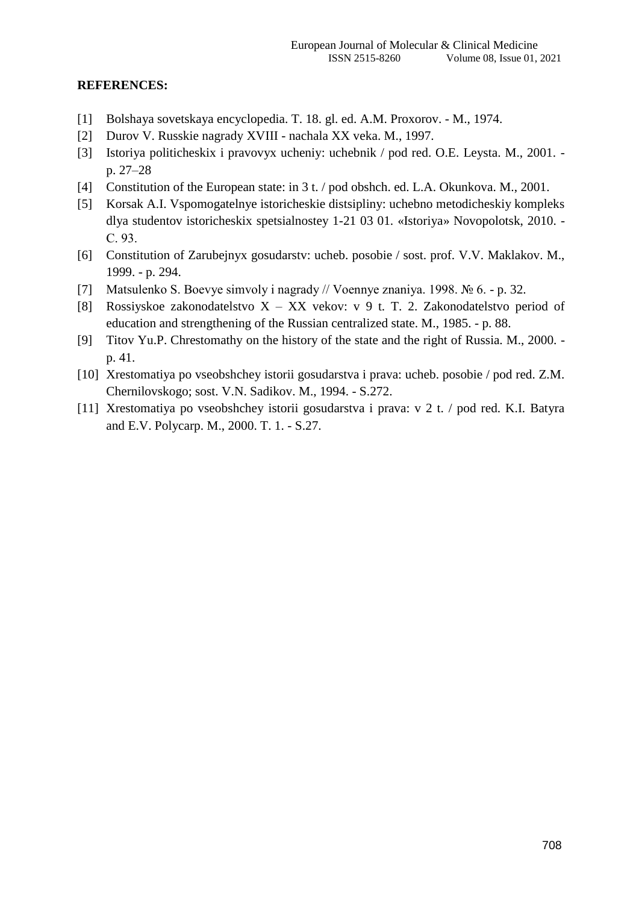**REFERENCES:**

[1] Bolshaya sovetskaya encyclopedia. T. 18. gl. ed. A.M. Proxorov. - M., 1974.

[2] Durov V. Russkie nagrady XVIII - nachala XX veka. M., 1997.

[3] Istoriya politicheskix i pravovyx ucheniy: uchebnik / pod red. O.E. Leysta. M., 2001. - p. 27–28

[4] Constitution of the European state: in 3 t. / pod obshch. ed. L.A. Okunkova. M., 2001.

[5] Korsak A.I. Vspomogatelnye istoricheskie distsipliny: uchebno metodicheskiy kompleks dlya studentov istoricheskix spetsialnostey 1-21 03 01. «Istoriya» Novopolotsk, 2010. - C. 93.

[6] Constitution of Zarubejnyx gosudarstv: ucheb. posobie / sost. prof. V.V. Maklakov. M., 1999. - p. 294.

[7] Matsulenko S. Boevye simvoly i nagrady // Voennye znaniya. 1998. № 6. - p. 32.

[8] Rossiyskoe zakonodatelstvo X – XX vekov: v 9 t. T. 2. Zakonodatelstvo period of education and strengthening of the Russian centralized state. M., 1985. - p. 88.

[9] Titov Yu.P. Chrestomathy on the history of the state and the right of Russia. M., 2000. - p. 41.

[10] Xrestomatiya po vseobshchey istorii gosudarstva i prava: ucheb. posobie / pod red. Z.M. Chernilovskogo; sost. V.N. Sadikov. M., 1994. - S.272.

[11] Xrestomatiya po vseobshchey istorii gosudarstva i prava: v 2 t. / pod red. K.I. Batyra and E.V. Polycarp. M., 2000. T. 1. - S.27.